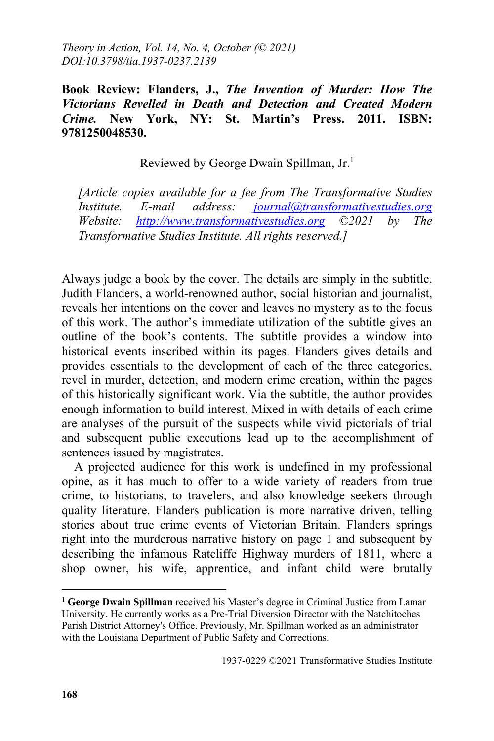*Theory in Action, Vol. 14, No. 4, October (© 2021)*
*DOI:10.3798/tia.1937-0237.2139*

**Book Review: Flanders, J., *The Invention of Murder: How The Victorians Revelled in Death and Detection and Created Modern Crime.* New York, NY: St. Martin's Press. 2011. ISBN: 9781250048530.**

Reviewed by George Dwain Spillman, Jr.[1]

*[Article copies available for a fee from The Transformative Studies Institute. E-mail address: journal@transformativestudies.org Website: http://www.transformativestudies.org ©2021 by The Transformative Studies Institute. All rights reserved.]*

Always judge a book by the cover. The details are simply in the subtitle. Judith Flanders, a world-renowned author, social historian and journalist, reveals her intentions on the cover and leaves no mystery as to the focus of this work. The author's immediate utilization of the subtitle gives an outline of the book's contents. The subtitle provides a window into historical events inscribed within its pages. Flanders gives details and provides essentials to the development of each of the three categories, revel in murder, detection, and modern crime creation, within the pages of this historically significant work. Via the subtitle, the author provides enough information to build interest. Mixed in with details of each crime are analyses of the pursuit of the suspects while vivid pictorials of trial and subsequent public executions lead up to the accomplishment of sentences issued by magistrates.

A projected audience for this work is undefined in my professional opine, as it has much to offer to a wide variety of readers from true crime, to historians, to travelers, and also knowledge seekers through quality literature. Flanders publication is more narrative driven, telling stories about true crime events of Victorian Britain. Flanders springs right into the murderous narrative history on page 1 and subsequent by describing the infamous Ratcliffe Highway murders of 1811, where a shop owner, his wife, apprentice, and infant child were brutally

[1] **George Dwain Spillman** received his Master's degree in Criminal Justice from Lamar University. He currently works as a Pre-Trial Diversion Director with the Natchitoches Parish District Attorney's Office. Previously, Mr. Spillman worked as an administrator with the Louisiana Department of Public Safety and Corrections.

1937-0229 ©2021 Transformative Studies Institute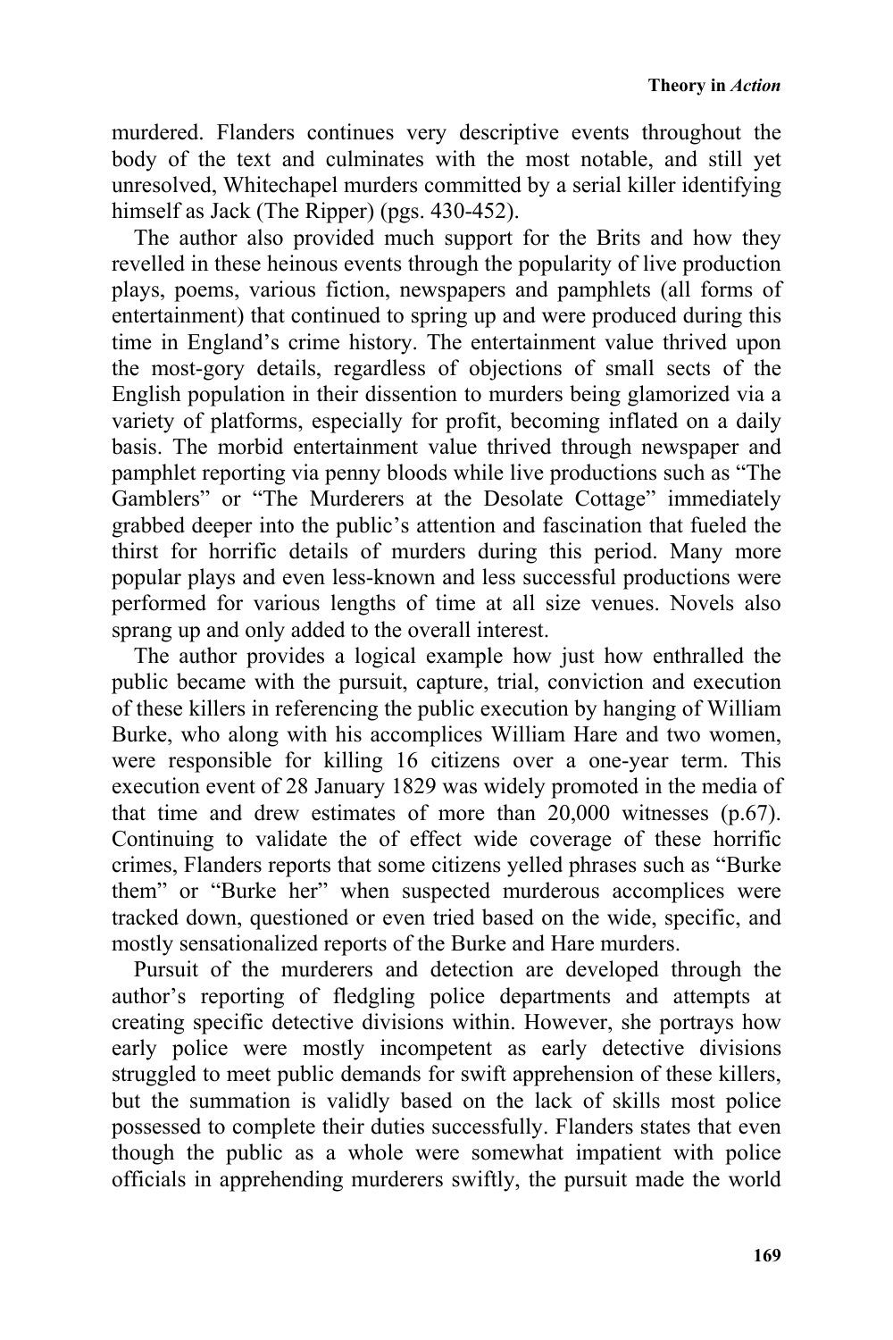murdered. Flanders continues very descriptive events throughout the body of the text and culminates with the most notable, and still yet unresolved, Whitechapel murders committed by a serial killer identifying himself as Jack (The Ripper) (pgs. 430-452).

The author also provided much support for the Brits and how they revelled in these heinous events through the popularity of live production plays, poems, various fiction, newspapers and pamphlets (all forms of entertainment) that continued to spring up and were produced during this time in England's crime history. The entertainment value thrived upon the most-gory details, regardless of objections of small sects of the English population in their dissention to murders being glamorized via a variety of platforms, especially for profit, becoming inflated on a daily basis. The morbid entertainment value thrived through newspaper and pamphlet reporting via penny bloods while live productions such as "The Gamblers" or "The Murderers at the Desolate Cottage" immediately grabbed deeper into the public's attention and fascination that fueled the thirst for horrific details of murders during this period. Many more popular plays and even less-known and less successful productions were performed for various lengths of time at all size venues. Novels also sprang up and only added to the overall interest.

The author provides a logical example how just how enthralled the public became with the pursuit, capture, trial, conviction and execution of these killers in referencing the public execution by hanging of William Burke, who along with his accomplices William Hare and two women, were responsible for killing 16 citizens over a one-year term. This execution event of 28 January 1829 was widely promoted in the media of that time and drew estimates of more than 20,000 witnesses (p.67). Continuing to validate the of effect wide coverage of these horrific crimes, Flanders reports that some citizens yelled phrases such as "Burke them" or "Burke her" when suspected murderous accomplices were tracked down, questioned or even tried based on the wide, specific, and mostly sensationalized reports of the Burke and Hare murders.

Pursuit of the murderers and detection are developed through the author's reporting of fledgling police departments and attempts at creating specific detective divisions within. However, she portrays how early police were mostly incompetent as early detective divisions struggled to meet public demands for swift apprehension of these killers, but the summation is validly based on the lack of skills most police possessed to complete their duties successfully. Flanders states that even though the public as a whole were somewhat impatient with police officials in apprehending murderers swiftly, the pursuit made the world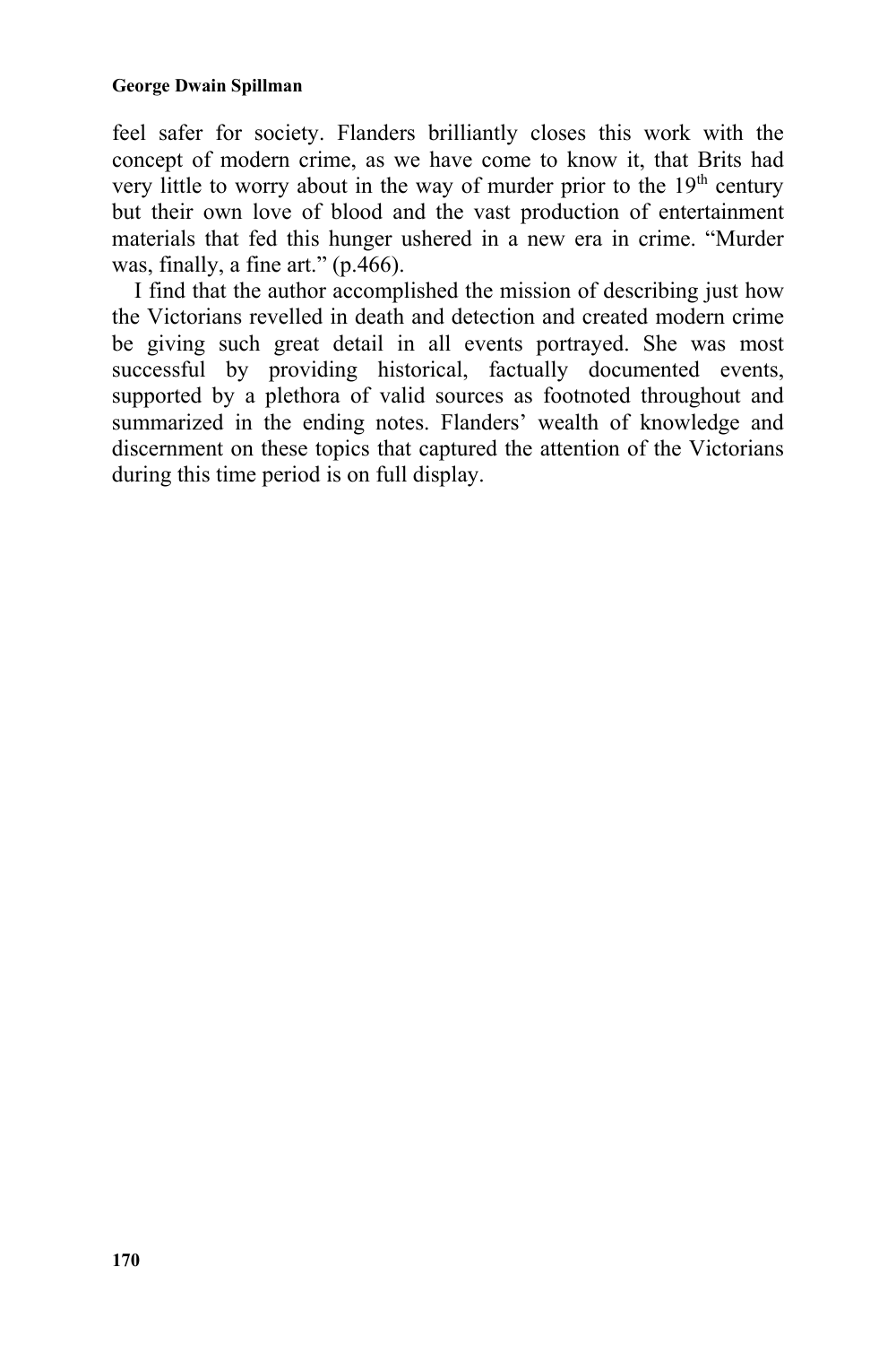feel safer for society. Flanders brilliantly closes this work with the concept of modern crime, as we have come to know it, that Brits had very little to worry about in the way of murder prior to the 19th century but their own love of blood and the vast production of entertainment materials that fed this hunger ushered in a new era in crime. “Murder was, finally, a fine art.” (p.466).

I find that the author accomplished the mission of describing just how the Victorians revelled in death and detection and created modern crime be giving such great detail in all events portrayed. She was most successful by providing historical, factually documented events, supported by a plethora of valid sources as footnoted throughout and summarized in the ending notes. Flanders’ wealth of knowledge and discernment on these topics that captured the attention of the Victorians during this time period is on full display.